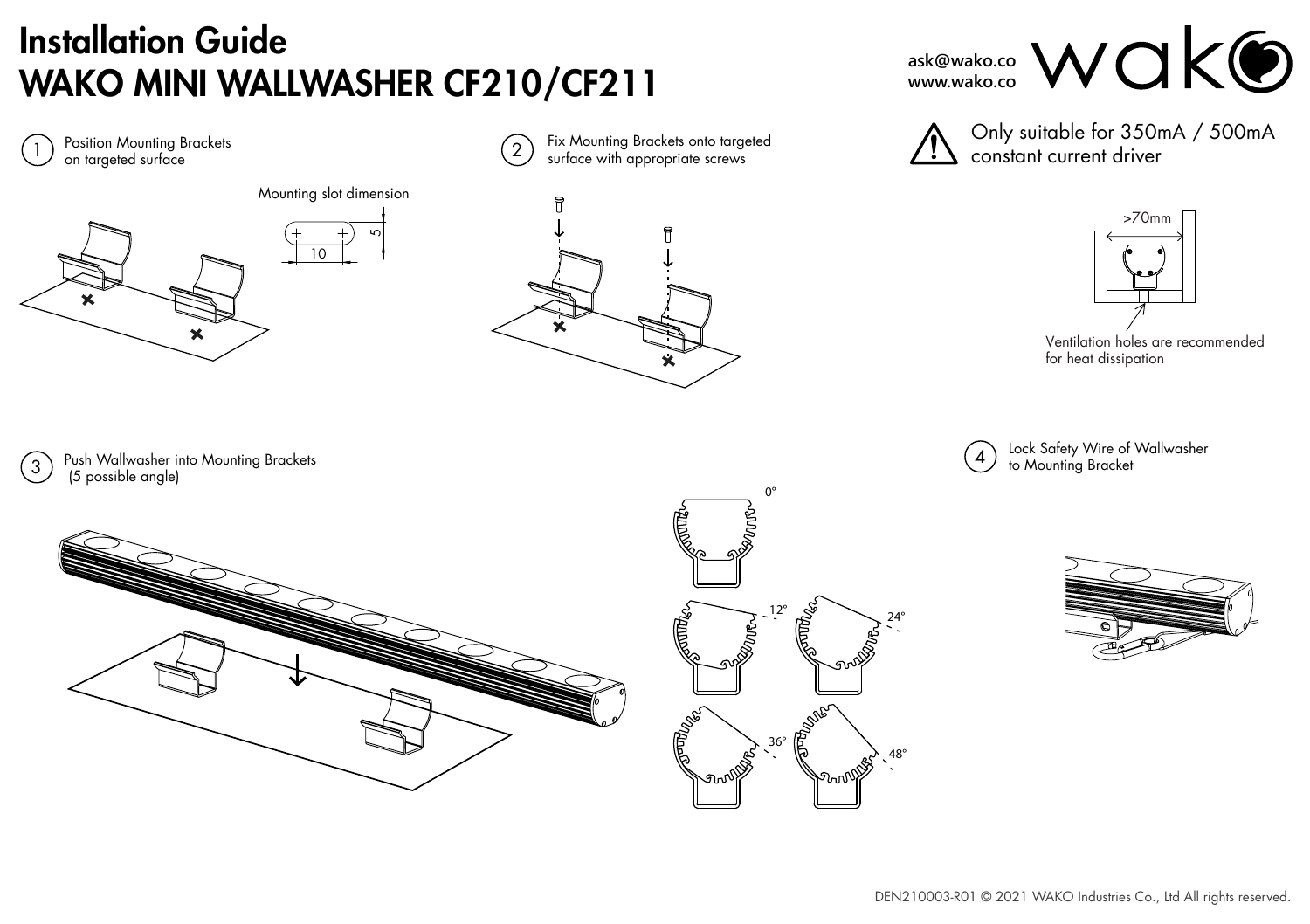# Installation Guide
# WAKO MINI WALLWASHER CF210/CF211

ask@wako.co
www.wako.co

wako

Only suitable for 350mA / 500mA constant current driver

1. Position Mounting Brackets on targeted surface

Mounting slot dimension

10

5

2. Fix Mounting Brackets onto targeted surface with appropriate screws

>70mm

Ventilation holes are recommended for heat dissipation

3. Push Wallwasher into Mounting Brackets (5 possible angle)

0°

12°

24°

36°

48°

4. Lock Safety Wire of Wallwasher to Mounting Bracket

DEN210003-R01 © 2021 WAKO Industries Co., Ltd All rights reserved.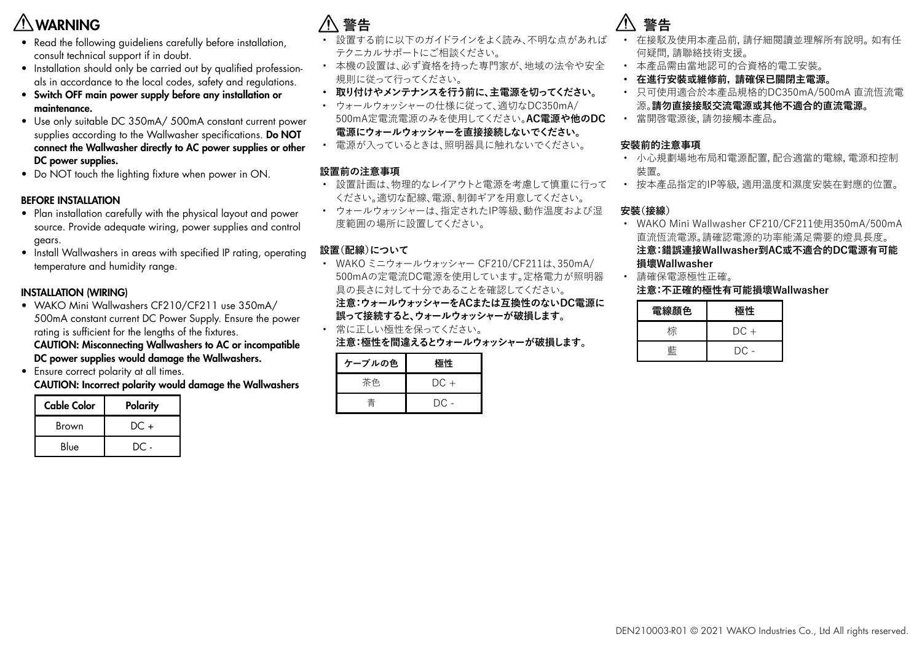# ⚠ WARNING

- Read the following guideliens carefully before installation, consult technical support if in doubt.
- Installation should only be carried out by qualified professionals in accordance to the local codes, safety and regulations.
- **Switch OFF main power supply before any installation or maintenance.**
- Use only suitable DC 350mA/ 500mA constant current power supplies according to the Wallwasher specifications. **Do NOT connect the Wallwasher directly to AC power supplies or other DC power supplies.**
- Do NOT touch the lighting fixture when power in ON.

## BEFORE INSTALLATION

- Plan installation carefully with the physical layout and power source. Provide adequate wiring, power supplies and control gears.
- Install Wallwashers in areas with specified IP rating, operating temperature and humidity range.

## INSTALLATION (WIRING)

- WAKO Mini Wallwashers CF210/CF211 use 350mA/ 500mA constant current DC Power Supply. Ensure the power rating is sufficient for the lengths of the fixtures.
  **CAUTION: Misconnecting Wallwashers to AC or incompatible DC power supplies would damage the Wallwashers.**
- Ensure correct polarity at all times.
  **CAUTION: Incorrect polarity would damage the Wallwashers**

| Cable Color | Polarity |
|---|---|
| Brown | DC + |
| Blue | DC - |

# ⚠ 警告

- 設置する前に以下のガイドラインをよく読み、不明な点があればテクニカルサポートにご相談ください。
- 本機の設置は、必ず資格を持った専門家が、地域の法令や安全規則に従って行ってください。
- **取り付けやメンテナンスを行う前に、主電源を切ってください。**
- ウォールウォッシャーの仕様に従って、適切なDC350mA/500mA定電流電源のみを使用してください。**AC電源や他のDC電源にウォールウォッシャーを直接接続しないでください。**
- 電源が入っているときは、照明器具に触れないでください。

## 設置前の注意事項

- 設置計画は、物理的なレイアウトと電源を考慮して慎重に行ってください。適切な配線、電源、制御ギアを用意してください。
- ウォールウォッシャーは、指定されたIP等級、動作温度および湿度範囲の場所に設置してください。

## 設置（配線）について

- WAKO ミニウォールウォッシャー CF210/CF211は、350mA/500mAの定電流DC電源を使用しています。定格電力が照明器具の長さに対して十分であることを確認してください。
  **注意：ウォールウォッシャーをACまたは互換性のないDC電源に誤って接続すると、ウォールウォッシャーが破損します。**
- 常に正しい極性を保ってください。
  **注意：極性を間違えるとウォールウォッシャーが破損します。**

| ケーブルの色 | 極性 |
|---|---|
| 茶色 | DC + |
| 青 | DC - |

# ⚠ 警告

- 在接駁及使用本產品前, 請仔細閱讀並理解所有說明。如有任何疑問, 請聯絡技術支援。
- 本產品需由當地認可的合資格的電工安裝。
- **在進行安裝或維修前, 請確保已關閉主電源。**
- 只可使用適合於本產品規格的DC350mA/500mA 直流恆流電源。**請勿直接接駁交流電源或其他不適合的直流電源。**
- 當開啓電源後, 請勿接觸本產品。

## 安裝前的注意事項

- 小心規劃場地布局和電源配置, 配合適當的電線, 電源和控制裝置。
- 按本產品指定的IP等級, 適用溫度和濕度安裝在對應的位置。

## 安裝（接線）

- WAKO Mini Wallwasher CF210/CF211使用350mA/500mA 直流恆流電源。請確認電源的功率能滿足需要的燈具長度。
  **注意：錯誤連接Wallwasher到AC或不適合的DC電源有可能損壞Wallwasher**
- 請確保電源極性正確。
  **注意：不正確的極性有可能損壞Wallwasher**

| 電線顏色 | 極性 |
|---|---|
| 棕 | DC + |
| 藍 | DC - |

DEN210003-R01 © 2021 WAKO Industries Co., Ltd All rights reserved.